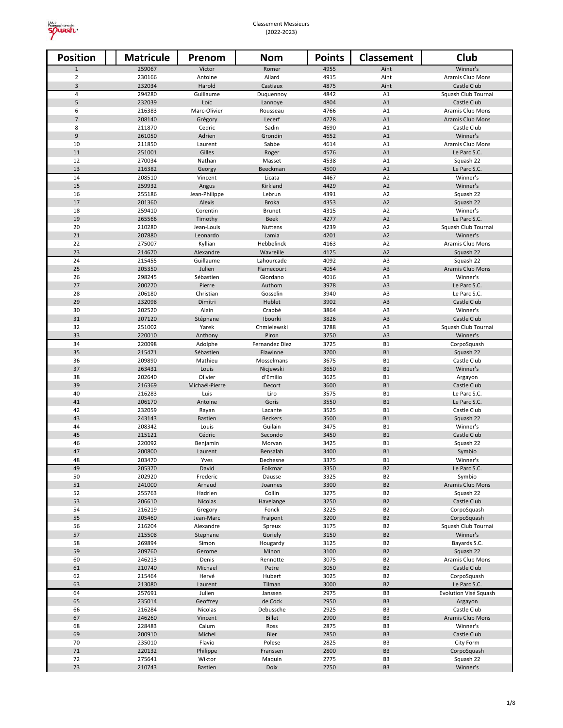Classement Messieurs
(2022-2023)

| Position | Matricule | Prenom | Nom | Points | Classement | Club |
|---|---|---|---|---|---|---|
| 1 | 259067 | Victor | Romer | 4955 | Aint | Winner's |
| 2 | 230166 | Antoine | Allard | 4915 | Aint | Aramis Club Mons |
| 3 | 232034 | Harold | Castiaux | 4875 | Aint | Castle Club |
| 4 | 294280 | Guillaume | Duquennoy | 4842 | A1 | Squash Club Tournai |
| 5 | 232039 | Loïc | Lannoye | 4804 | A1 | Castle Club |
| 6 | 216383 | Marc-Olivier | Rousseau | 4766 | A1 | Aramis Club Mons |
| 7 | 208140 | Grégory | Lecerf | 4728 | A1 | Aramis Club Mons |
| 8 | 211870 | Cedric | Sadin | 4690 | A1 | Castle Club |
| 9 | 261050 | Adrien | Grondin | 4652 | A1 | Winner's |
| 10 | 211850 | Laurent | Sabbe | 4614 | A1 | Aramis Club Mons |
| 11 | 251001 | Gilles | Roger | 4576 | A1 | Le Parc S.C. |
| 12 | 270034 | Nathan | Masset | 4538 | A1 | Squash 22 |
| 13 | 216382 | Georgy | Beeckman | 4500 | A1 | Le Parc S.C. |
| 14 | 208510 | Vincent | Licata | 4467 | A2 | Winner's |
| 15 | 259932 | Angus | Kirkland | 4429 | A2 | Winner's |
| 16 | 255186 | Jean-Philippe | Lebrun | 4391 | A2 | Squash 22 |
| 17 | 201360 | Alexis | Broka | 4353 | A2 | Squash 22 |
| 18 | 259410 | Corentin | Brunet | 4315 | A2 | Winner's |
| 19 | 265566 | Timothy | Beek | 4277 | A2 | Le Parc S.C. |
| 20 | 210280 | Jean-Louis | Nuttens | 4239 | A2 | Squash Club Tournai |
| 21 | 207880 | Leonardo | Lamia | 4201 | A2 | Winner's |
| 22 | 275007 | Kyllian | Hebbelinck | 4163 | A2 | Aramis Club Mons |
| 23 | 214670 | Alexandre | Wavreille | 4125 | A2 | Squash 22 |
| 24 | 215455 | Guillaume | Lahourcade | 4092 | A3 | Squash 22 |
| 25 | 205350 | Julien | Flamecourt | 4054 | A3 | Aramis Club Mons |
| 26 | 298245 | Sébastien | Giordano | 4016 | A3 | Winner's |
| 27 | 200270 | Pierre | Authom | 3978 | A3 | Le Parc S.C. |
| 28 | 206180 | Christian | Gosselin | 3940 | A3 | Le Parc S.C. |
| 29 | 232098 | Dimitri | Hublet | 3902 | A3 | Castle Club |
| 30 | 202520 | Alain | Crabbé | 3864 | A3 | Winner's |
| 31 | 207120 | Stéphane | Ibourki | 3826 | A3 | Castle Club |
| 32 | 251002 | Yarek | Chmielewski | 3788 | A3 | Squash Club Tournai |
| 33 | 220010 | Anthony | Piron | 3750 | A3 | Winner's |
| 34 | 220098 | Adolphe | Fernandez Diez | 3725 | B1 | CorpoSquash |
| 35 | 215471 | Sébastien | Flawinne | 3700 | B1 | Squash 22 |
| 36 | 209890 | Mathieu | Mosselmans | 3675 | B1 | Castle Club |
| 37 | 263431 | Louis | Nicjewski | 3650 | B1 | Winner's |
| 38 | 202640 | Olivier | d'Emilio | 3625 | B1 | Argayon |
| 39 | 216369 | Michaël-Pierre | Decort | 3600 | B1 | Castle Club |
| 40 | 216283 | Luis | Liro | 3575 | B1 | Le Parc S.C. |
| 41 | 206170 | Antoine | Goris | 3550 | B1 | Le Parc S.C. |
| 42 | 232059 | Rayan | Lacante | 3525 | B1 | Castle Club |
| 43 | 243143 | Bastien | Beckers | 3500 | B1 | Squash 22 |
| 44 | 208342 | Louis | Guilain | 3475 | B1 | Winner's |
| 45 | 215121 | Cédric | Secondo | 3450 | B1 | Castle Club |
| 46 | 220092 | Benjamin | Morvan | 3425 | B1 | Squash 22 |
| 47 | 200800 | Laurent | Bensalah | 3400 | B1 | Symbio |
| 48 | 203470 | Yves | Dechesne | 3375 | B1 | Winner's |
| 49 | 205370 | David | Folkmar | 3350 | B2 | Le Parc S.C. |
| 50 | 202920 | Frederic | Dausse | 3325 | B2 | Symbio |
| 51 | 241000 | Arnaud | Joannes | 3300 | B2 | Aramis Club Mons |
| 52 | 255763 | Hadrien | Collin | 3275 | B2 | Squash 22 |
| 53 | 206610 | Nicolas | Havelange | 3250 | B2 | Castle Club |
| 54 | 216219 | Gregory | Fonck | 3225 | B2 | CorpoSquash |
| 55 | 205460 | Jean-Marc | Fraipont | 3200 | B2 | CorpoSquash |
| 56 | 216204 | Alexandre | Spreux | 3175 | B2 | Squash Club Tournai |
| 57 | 215508 | Stephane | Goriely | 3150 | B2 | Winner's |
| 58 | 269894 | Simon | Hougardy | 3125 | B2 | Bayards S.C. |
| 59 | 209760 | Gerome | Minon | 3100 | B2 | Squash 22 |
| 60 | 246213 | Denis | Rennotte | 3075 | B2 | Aramis Club Mons |
| 61 | 210740 | Michael | Petre | 3050 | B2 | Castle Club |
| 62 | 215464 | Hervé | Hubert | 3025 | B2 | CorpoSquash |
| 63 | 213080 | Laurent | Tilman | 3000 | B2 | Le Parc S.C. |
| 64 | 257691 | Julien | Janssen | 2975 | B3 | Evolution Visé Squash |
| 65 | 235014 | Geoffrey | de Cock | 2950 | B3 | Argayon |
| 66 | 216284 | Nicolas | Debussche | 2925 | B3 | Castle Club |
| 67 | 246260 | Vincent | Billet | 2900 | B3 | Aramis Club Mons |
| 68 | 228483 | Calum | Ross | 2875 | B3 | Winner's |
| 69 | 200910 | Michel | Bier | 2850 | B3 | Castle Club |
| 70 | 235010 | Flavio | Polese | 2825 | B3 | City Form |
| 71 | 220132 | Philippe | Franssen | 2800 | B3 | CorpoSquash |
| 72 | 275641 | Wiktor | Maquin | 2775 | B3 | Squash 22 |
| 73 | 210743 | Bastien | Doix | 2750 | B3 | Winner's |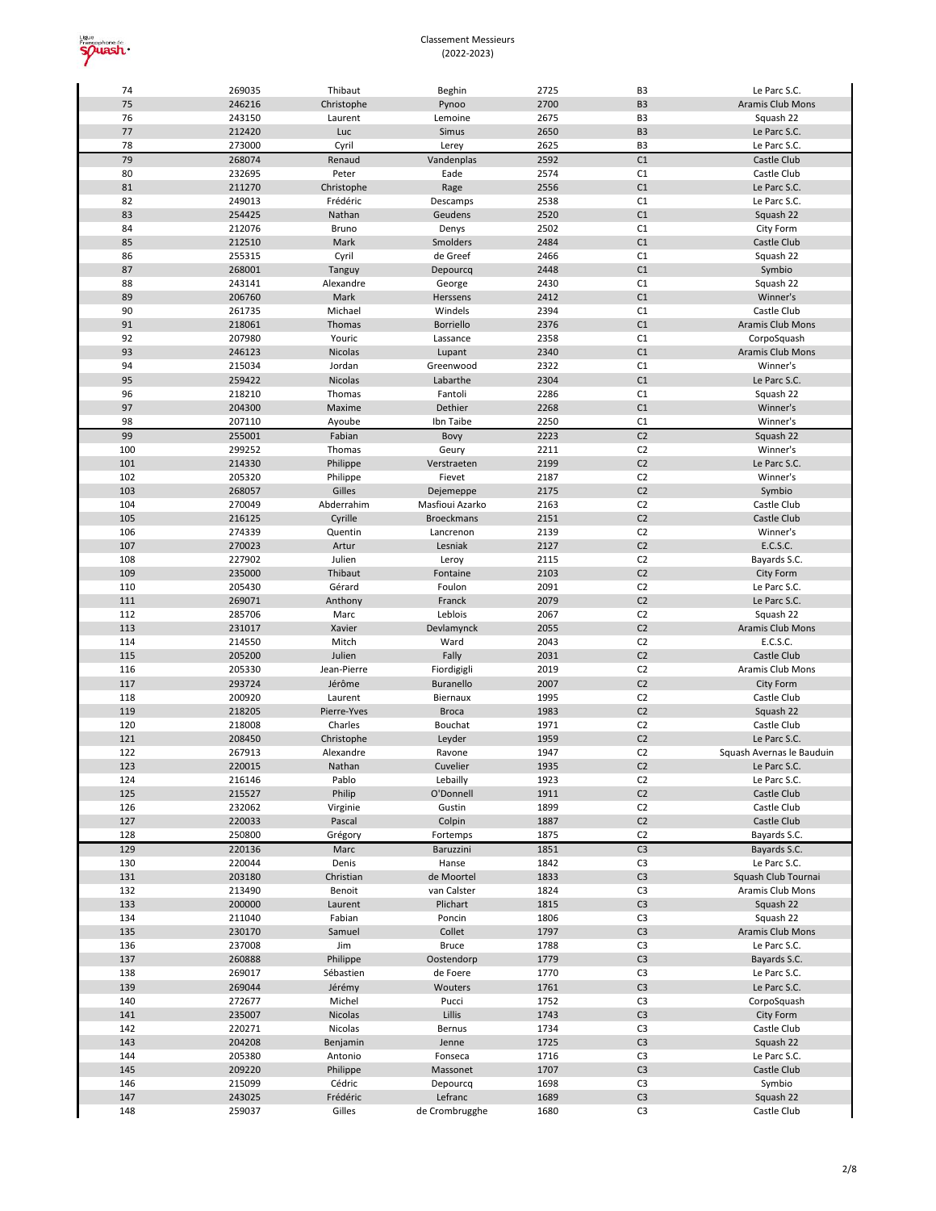Classement Messieurs
(2022-2023)

| | | | | | | |
|---|---|---|---|---|---|---|
| 74 | 269035 | Thibaut | Beghin | 2725 | B3 | Le Parc S.C. |
| 75 | 246216 | Christophe | Pynoo | 2700 | B3 | Aramis Club Mons |
| 76 | 243150 | Laurent | Lemoine | 2675 | B3 | Squash 22 |
| 77 | 212420 | Luc | Simus | 2650 | B3 | Le Parc S.C. |
| 78 | 273000 | Cyril | Lerey | 2625 | B3 | Le Parc S.C. |
| 79 | 268074 | Renaud | Vandenplas | 2592 | C1 | Castle Club |
| 80 | 232695 | Peter | Eade | 2574 | C1 | Castle Club |
| 81 | 211270 | Christophe | Rage | 2556 | C1 | Le Parc S.C. |
| 82 | 249013 | Frédéric | Descamps | 2538 | C1 | Le Parc S.C. |
| 83 | 254425 | Nathan | Geudens | 2520 | C1 | Squash 22 |
| 84 | 212076 | Bruno | Denys | 2502 | C1 | City Form |
| 85 | 212510 | Mark | Smolders | 2484 | C1 | Castle Club |
| 86 | 255315 | Cyril | de Greef | 2466 | C1 | Squash 22 |
| 87 | 268001 | Tanguy | Depourcq | 2448 | C1 | Symbio |
| 88 | 243141 | Alexandre | George | 2430 | C1 | Squash 22 |
| 89 | 206760 | Mark | Herssens | 2412 | C1 | Winner's |
| 90 | 261735 | Michael | Windels | 2394 | C1 | Castle Club |
| 91 | 218061 | Thomas | Borriello | 2376 | C1 | Aramis Club Mons |
| 92 | 207980 | Youric | Lassance | 2358 | C1 | CorpoSquash |
| 93 | 246123 | Nicolas | Lupant | 2340 | C1 | Aramis Club Mons |
| 94 | 215034 | Jordan | Greenwood | 2322 | C1 | Winner's |
| 95 | 259422 | Nicolas | Labarthe | 2304 | C1 | Le Parc S.C. |
| 96 | 218210 | Thomas | Fantoli | 2286 | C1 | Squash 22 |
| 97 | 204300 | Maxime | Dethier | 2268 | C1 | Winner's |
| 98 | 207110 | Ayoube | Ibn Taibe | 2250 | C1 | Winner's |
| 99 | 255001 | Fabian | Bovy | 2223 | C2 | Squash 22 |
| 100 | 299252 | Thomas | Geury | 2211 | C2 | Winner's |
| 101 | 214330 | Philippe | Verstraeten | 2199 | C2 | Le Parc S.C. |
| 102 | 205320 | Philippe | Fievet | 2187 | C2 | Winner's |
| 103 | 268057 | Gilles | Dejemeppe | 2175 | C2 | Symbio |
| 104 | 270049 | Abderrahim | Masfioui Azarko | 2163 | C2 | Castle Club |
| 105 | 216125 | Cyrille | Broeckmans | 2151 | C2 | Castle Club |
| 106 | 274339 | Quentin | Lancrenon | 2139 | C2 | Winner's |
| 107 | 270023 | Artur | Lesniak | 2127 | C2 | E.C.S.C. |
| 108 | 227902 | Julien | Leroy | 2115 | C2 | Bayards S.C. |
| 109 | 235000 | Thibaut | Fontaine | 2103 | C2 | City Form |
| 110 | 205430 | Gérard | Foulon | 2091 | C2 | Le Parc S.C. |
| 111 | 269071 | Anthony | Franck | 2079 | C2 | Le Parc S.C. |
| 112 | 285706 | Marc | Leblois | 2067 | C2 | Squash 22 |
| 113 | 231017 | Xavier | Devlamynck | 2055 | C2 | Aramis Club Mons |
| 114 | 214550 | Mitch | Ward | 2043 | C2 | E.C.S.C. |
| 115 | 205200 | Julien | Fally | 2031 | C2 | Castle Club |
| 116 | 205330 | Jean-Pierre | Fiordigigli | 2019 | C2 | Aramis Club Mons |
| 117 | 293724 | Jérôme | Buranello | 2007 | C2 | City Form |
| 118 | 200920 | Laurent | Biernaux | 1995 | C2 | Castle Club |
| 119 | 218205 | Pierre-Yves | Broca | 1983 | C2 | Squash 22 |
| 120 | 218008 | Charles | Bouchat | 1971 | C2 | Castle Club |
| 121 | 208450 | Christophe | Leyder | 1959 | C2 | Le Parc S.C. |
| 122 | 267913 | Alexandre | Ravone | 1947 | C2 | Squash Avernas le Bauduin |
| 123 | 220015 | Nathan | Cuvelier | 1935 | C2 | Le Parc S.C. |
| 124 | 216146 | Pablo | Lebailly | 1923 | C2 | Le Parc S.C. |
| 125 | 215527 | Philip | O'Donnell | 1911 | C2 | Castle Club |
| 126 | 232062 | Virginie | Gustin | 1899 | C2 | Castle Club |
| 127 | 220033 | Pascal | Colpin | 1887 | C2 | Castle Club |
| 128 | 250800 | Grégory | Fortemps | 1875 | C2 | Bayards S.C. |
| 129 | 220136 | Marc | Baruzzini | 1851 | C3 | Bayards S.C. |
| 130 | 220044 | Denis | Hanse | 1842 | C3 | Le Parc S.C. |
| 131 | 203180 | Christian | de Moortel | 1833 | C3 | Squash Club Tournai |
| 132 | 213490 | Benoit | van Calster | 1824 | C3 | Aramis Club Mons |
| 133 | 200000 | Laurent | Plichart | 1815 | C3 | Squash 22 |
| 134 | 211040 | Fabian | Poncin | 1806 | C3 | Squash 22 |
| 135 | 230170 | Samuel | Collet | 1797 | C3 | Aramis Club Mons |
| 136 | 237008 | Jim | Bruce | 1788 | C3 | Le Parc S.C. |
| 137 | 260888 | Philippe | Oostendorp | 1779 | C3 | Bayards S.C. |
| 138 | 269017 | Sébastien | de Foere | 1770 | C3 | Le Parc S.C. |
| 139 | 269044 | Jérémy | Wouters | 1761 | C3 | Le Parc S.C. |
| 140 | 272677 | Michel | Pucci | 1752 | C3 | CorpoSquash |
| 141 | 235007 | Nicolas | Lillis | 1743 | C3 | City Form |
| 142 | 220271 | Nicolas | Bernus | 1734 | C3 | Castle Club |
| 143 | 204208 | Benjamin | Jenne | 1725 | C3 | Squash 22 |
| 144 | 205380 | Antonio | Fonseca | 1716 | C3 | Le Parc S.C. |
| 145 | 209220 | Philippe | Massonet | 1707 | C3 | Castle Club |
| 146 | 215099 | Cédric | Depourcq | 1698 | C3 | Symbio |
| 147 | 243025 | Frédéric | Lefranc | 1689 | C3 | Squash 22 |
| 148 | 259037 | Gilles | de Crombrugghe | 1680 | C3 | Castle Club |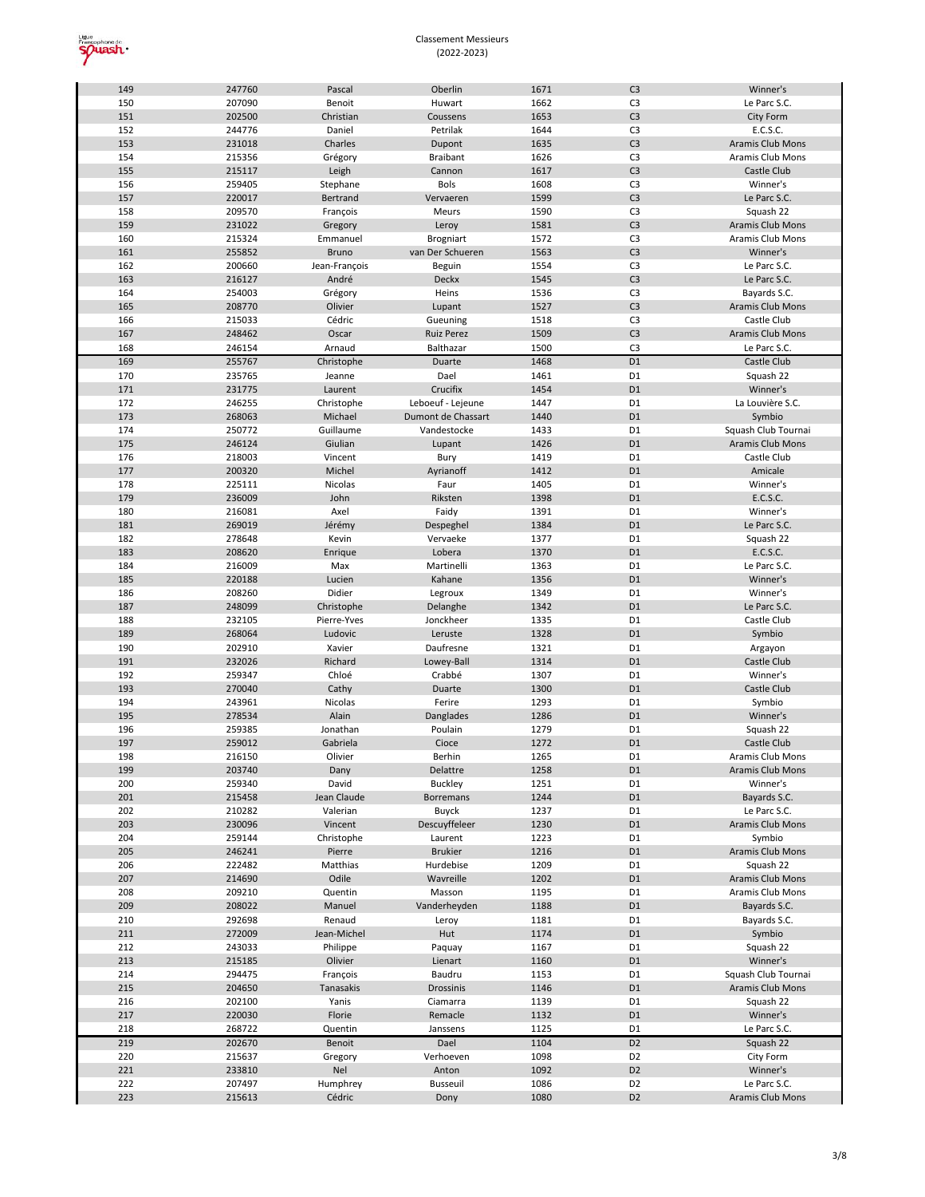Classement Messieurs
(2022-2023)

| | | | | | | |
|---|---|---|---|---|---|---|
| 149 | 247760 | Pascal | Oberlin | 1671 | C3 | Winner's |
| 150 | 207090 | Benoit | Huwart | 1662 | C3 | Le Parc S.C. |
| 151 | 202500 | Christian | Coussens | 1653 | C3 | City Form |
| 152 | 244776 | Daniel | Petrilak | 1644 | C3 | E.C.S.C. |
| 153 | 231018 | Charles | Dupont | 1635 | C3 | Aramis Club Mons |
| 154 | 215356 | Grégory | Braibant | 1626 | C3 | Aramis Club Mons |
| 155 | 215117 | Leigh | Cannon | 1617 | C3 | Castle Club |
| 156 | 259405 | Stephane | Bols | 1608 | C3 | Winner's |
| 157 | 220017 | Bertrand | Vervaeren | 1599 | C3 | Le Parc S.C. |
| 158 | 209570 | François | Meurs | 1590 | C3 | Squash 22 |
| 159 | 231022 | Gregory | Leroy | 1581 | C3 | Aramis Club Mons |
| 160 | 215324 | Emmanuel | Brogniart | 1572 | C3 | Aramis Club Mons |
| 161 | 255852 | Bruno | van Der Schueren | 1563 | C3 | Winner's |
| 162 | 200660 | Jean-François | Beguin | 1554 | C3 | Le Parc S.C. |
| 163 | 216127 | André | Deckx | 1545 | C3 | Le Parc S.C. |
| 164 | 254003 | Grégory | Heins | 1536 | C3 | Bayards S.C. |
| 165 | 208770 | Olivier | Lupant | 1527 | C3 | Aramis Club Mons |
| 166 | 215033 | Cédric | Gueuning | 1518 | C3 | Castle Club |
| 167 | 248462 | Oscar | Ruiz Perez | 1509 | C3 | Aramis Club Mons |
| 168 | 246154 | Arnaud | Balthazar | 1500 | C3 | Le Parc S.C. |
| 169 | 255767 | Christophe | Duarte | 1468 | D1 | Castle Club |
| 170 | 235765 | Jeanne | Dael | 1461 | D1 | Squash 22 |
| 171 | 231775 | Laurent | Crucifix | 1454 | D1 | Winner's |
| 172 | 246255 | Christophe | Leboeuf - Lejeune | 1447 | D1 | La Louvière S.C. |
| 173 | 268063 | Michael | Dumont de Chassart | 1440 | D1 | Symbio |
| 174 | 250772 | Guillaume | Vandestocke | 1433 | D1 | Squash Club Tournai |
| 175 | 246124 | Giulian | Lupant | 1426 | D1 | Aramis Club Mons |
| 176 | 218003 | Vincent | Bury | 1419 | D1 | Castle Club |
| 177 | 200320 | Michel | Ayrianoff | 1412 | D1 | Amicale |
| 178 | 225111 | Nicolas | Faur | 1405 | D1 | Winner's |
| 179 | 236009 | John | Riksten | 1398 | D1 | E.C.S.C. |
| 180 | 216081 | Axel | Faidy | 1391 | D1 | Winner's |
| 181 | 269019 | Jérémy | Despeghel | 1384 | D1 | Le Parc S.C. |
| 182 | 278648 | Kevin | Vervaeke | 1377 | D1 | Squash 22 |
| 183 | 208620 | Enrique | Lobera | 1370 | D1 | E.C.S.C. |
| 184 | 216009 | Max | Martinelli | 1363 | D1 | Le Parc S.C. |
| 185 | 220188 | Lucien | Kahane | 1356 | D1 | Winner's |
| 186 | 208260 | Didier | Legroux | 1349 | D1 | Winner's |
| 187 | 248099 | Christophe | Delanghe | 1342 | D1 | Le Parc S.C. |
| 188 | 232105 | Pierre-Yves | Jonckheer | 1335 | D1 | Castle Club |
| 189 | 268064 | Ludovic | Leruste | 1328 | D1 | Symbio |
| 190 | 202910 | Xavier | Daufresne | 1321 | D1 | Argayon |
| 191 | 232026 | Richard | Lowey-Ball | 1314 | D1 | Castle Club |
| 192 | 259347 | Chloé | Crabbé | 1307 | D1 | Winner's |
| 193 | 270040 | Cathy | Duarte | 1300 | D1 | Castle Club |
| 194 | 243961 | Nicolas | Ferire | 1293 | D1 | Symbio |
| 195 | 278534 | Alain | Danglades | 1286 | D1 | Winner's |
| 196 | 259385 | Jonathan | Poulain | 1279 | D1 | Squash 22 |
| 197 | 259012 | Gabriela | Cioce | 1272 | D1 | Castle Club |
| 198 | 216150 | Olivier | Berhin | 1265 | D1 | Aramis Club Mons |
| 199 | 203740 | Dany | Delattre | 1258 | D1 | Aramis Club Mons |
| 200 | 259340 | David | Buckley | 1251 | D1 | Winner's |
| 201 | 215458 | Jean Claude | Borremans | 1244 | D1 | Bayards S.C. |
| 202 | 210282 | Valerian | Buyck | 1237 | D1 | Le Parc S.C. |
| 203 | 230096 | Vincent | Descuyffeleer | 1230 | D1 | Aramis Club Mons |
| 204 | 259144 | Christophe | Laurent | 1223 | D1 | Symbio |
| 205 | 246241 | Pierre | Brukier | 1216 | D1 | Aramis Club Mons |
| 206 | 222482 | Matthias | Hurdebise | 1209 | D1 | Squash 22 |
| 207 | 214690 | Odile | Wavreille | 1202 | D1 | Aramis Club Mons |
| 208 | 209210 | Quentin | Masson | 1195 | D1 | Aramis Club Mons |
| 209 | 208022 | Manuel | Vanderheyden | 1188 | D1 | Bayards S.C. |
| 210 | 292698 | Renaud | Leroy | 1181 | D1 | Bayards S.C. |
| 211 | 272009 | Jean-Michel | Hut | 1174 | D1 | Symbio |
| 212 | 243033 | Philippe | Paquay | 1167 | D1 | Squash 22 |
| 213 | 215185 | Olivier | Lienart | 1160 | D1 | Winner's |
| 214 | 294475 | François | Baudru | 1153 | D1 | Squash Club Tournai |
| 215 | 204650 | Tanasakis | Drossinis | 1146 | D1 | Aramis Club Mons |
| 216 | 202100 | Yanis | Ciamarra | 1139 | D1 | Squash 22 |
| 217 | 220030 | Florie | Remacle | 1132 | D1 | Winner's |
| 218 | 268722 | Quentin | Janssens | 1125 | D1 | Le Parc S.C. |
| 219 | 202670 | Benoit | Dael | 1104 | D2 | Squash 22 |
| 220 | 215637 | Gregory | Verhoeven | 1098 | D2 | City Form |
| 221 | 233810 | Nel | Anton | 1092 | D2 | Winner's |
| 222 | 207497 | Humphrey | Busseuil | 1086 | D2 | Le Parc S.C. |
| 223 | 215613 | Cédric | Dony | 1080 | D2 | Aramis Club Mons |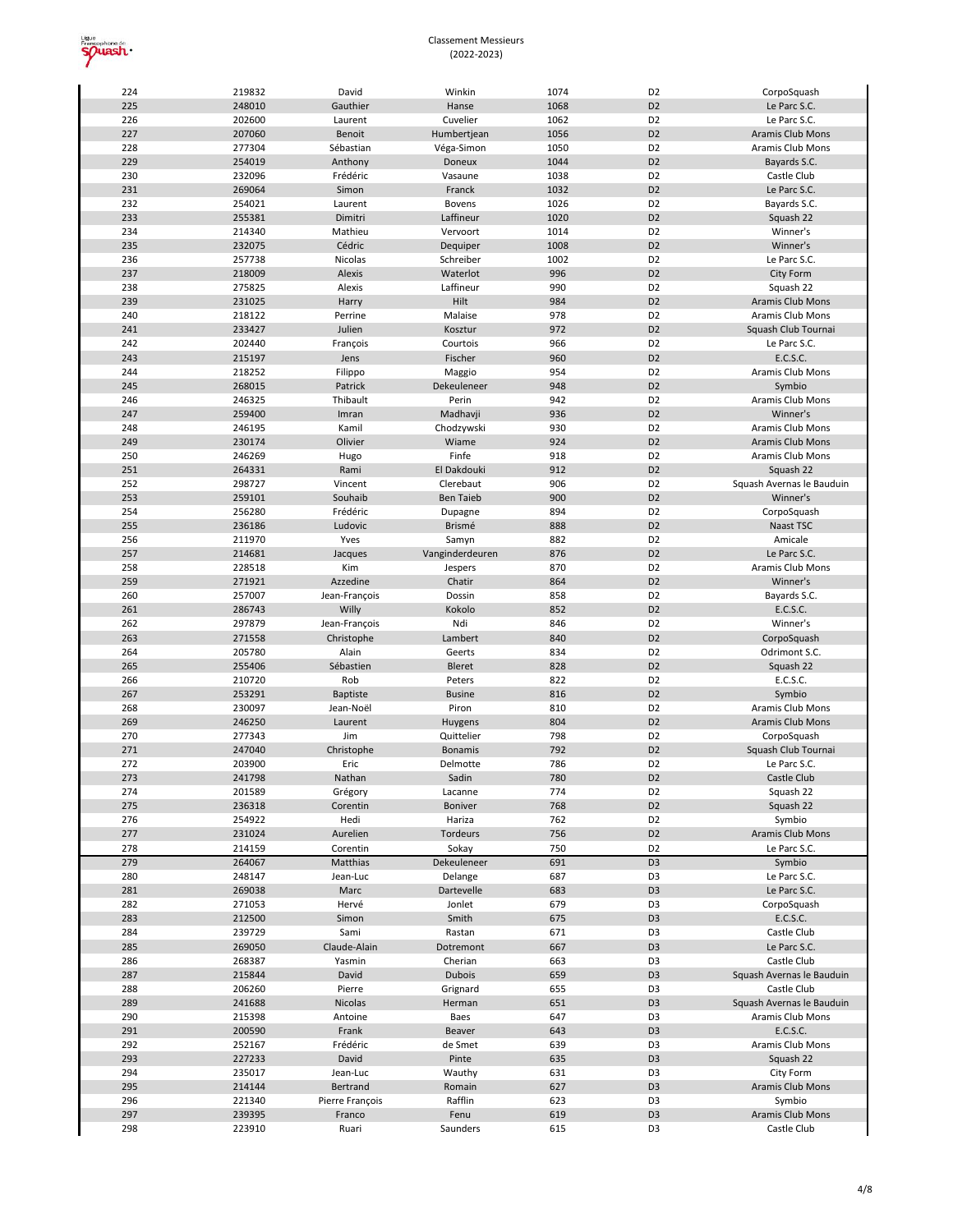Classement Messieurs
(2022-2023)

| | | | | | | |
|---|---|---|---|---|---|---|
| 224 | 219832 | David | Winkin | 1074 | D2 | CorpoSquash |
| 225 | 248010 | Gauthier | Hanse | 1068 | D2 | Le Parc S.C. |
| 226 | 202600 | Laurent | Cuvelier | 1062 | D2 | Le Parc S.C. |
| 227 | 207060 | Benoit | Humbertjean | 1056 | D2 | Aramis Club Mons |
| 228 | 277304 | Sébastian | Véga-Simon | 1050 | D2 | Aramis Club Mons |
| 229 | 254019 | Anthony | Doneux | 1044 | D2 | Bayards S.C. |
| 230 | 232096 | Frédéric | Vasaune | 1038 | D2 | Castle Club |
| 231 | 269064 | Simon | Franck | 1032 | D2 | Le Parc S.C. |
| 232 | 254021 | Laurent | Bovens | 1026 | D2 | Bayards S.C. |
| 233 | 255381 | Dimitri | Laffineur | 1020 | D2 | Squash 22 |
| 234 | 214340 | Mathieu | Vervoort | 1014 | D2 | Winner's |
| 235 | 232075 | Cédric | Dequiper | 1008 | D2 | Winner's |
| 236 | 257738 | Nicolas | Schreiber | 1002 | D2 | Le Parc S.C. |
| 237 | 218009 | Alexis | Waterlot | 996 | D2 | City Form |
| 238 | 275825 | Alexis | Laffineur | 990 | D2 | Squash 22 |
| 239 | 231025 | Harry | Hilt | 984 | D2 | Aramis Club Mons |
| 240 | 218122 | Perrine | Malaise | 978 | D2 | Aramis Club Mons |
| 241 | 233427 | Julien | Kosztur | 972 | D2 | Squash Club Tournai |
| 242 | 202440 | François | Courtois | 966 | D2 | Le Parc S.C. |
| 243 | 215197 | Jens | Fischer | 960 | D2 | E.C.S.C. |
| 244 | 218252 | Filippo | Maggio | 954 | D2 | Aramis Club Mons |
| 245 | 268015 | Patrick | Dekeuleneer | 948 | D2 | Symbio |
| 246 | 246325 | Thibault | Perin | 942 | D2 | Aramis Club Mons |
| 247 | 259400 | Imran | Madhavji | 936 | D2 | Winner's |
| 248 | 246195 | Kamil | Chodzywski | 930 | D2 | Aramis Club Mons |
| 249 | 230174 | Olivier | Wiame | 924 | D2 | Aramis Club Mons |
| 250 | 246269 | Hugo | Finfe | 918 | D2 | Aramis Club Mons |
| 251 | 264331 | Rami | El Dakdouki | 912 | D2 | Squash 22 |
| 252 | 298727 | Vincent | Clerebaut | 906 | D2 | Squash Avernas le Bauduin |
| 253 | 259101 | Souhaib | Ben Taieb | 900 | D2 | Winner's |
| 254 | 256280 | Frédéric | Dupagne | 894 | D2 | CorpoSquash |
| 255 | 236186 | Ludovic | Brismé | 888 | D2 | Naast TSC |
| 256 | 211970 | Yves | Samyn | 882 | D2 | Amicale |
| 257 | 214681 | Jacques | Vanginderdeuren | 876 | D2 | Le Parc S.C. |
| 258 | 228518 | Kim | Jespers | 870 | D2 | Aramis Club Mons |
| 259 | 271921 | Azzedine | Chatir | 864 | D2 | Winner's |
| 260 | 257007 | Jean-François | Dossin | 858 | D2 | Bayards S.C. |
| 261 | 286743 | Willy | Kokolo | 852 | D2 | E.C.S.C. |
| 262 | 297879 | Jean-François | Ndi | 846 | D2 | Winner's |
| 263 | 271558 | Christophe | Lambert | 840 | D2 | CorpoSquash |
| 264 | 205780 | Alain | Geerts | 834 | D2 | Odrimont S.C. |
| 265 | 255406 | Sébastien | Bleret | 828 | D2 | Squash 22 |
| 266 | 210720 | Rob | Peters | 822 | D2 | E.C.S.C. |
| 267 | 253291 | Baptiste | Busine | 816 | D2 | Symbio |
| 268 | 230097 | Jean-Noël | Piron | 810 | D2 | Aramis Club Mons |
| 269 | 246250 | Laurent | Huygens | 804 | D2 | Aramis Club Mons |
| 270 | 277343 | Jim | Quittelier | 798 | D2 | CorpoSquash |
| 271 | 247040 | Christophe | Bonamis | 792 | D2 | Squash Club Tournai |
| 272 | 203900 | Eric | Delmotte | 786 | D2 | Le Parc S.C. |
| 273 | 241798 | Nathan | Sadin | 780 | D2 | Castle Club |
| 274 | 201589 | Grégory | Lacanne | 774 | D2 | Squash 22 |
| 275 | 236318 | Corentin | Boniver | 768 | D2 | Squash 22 |
| 276 | 254922 | Hedi | Hariza | 762 | D2 | Symbio |
| 277 | 231024 | Aurelien | Tordeurs | 756 | D2 | Aramis Club Mons |
| 278 | 214159 | Corentin | Sokay | 750 | D2 | Le Parc S.C. |
| 279 | 264067 | Matthias | Dekeuleneer | 691 | D3 | Symbio |
| 280 | 248147 | Jean-Luc | Delange | 687 | D3 | Le Parc S.C. |
| 281 | 269038 | Marc | Dartevelle | 683 | D3 | Le Parc S.C. |
| 282 | 271053 | Hervé | Jonlet | 679 | D3 | CorpoSquash |
| 283 | 212500 | Simon | Smith | 675 | D3 | E.C.S.C. |
| 284 | 239729 | Sami | Rastan | 671 | D3 | Castle Club |
| 285 | 269050 | Claude-Alain | Dotremont | 667 | D3 | Le Parc S.C. |
| 286 | 268387 | Yasmin | Cherian | 663 | D3 | Castle Club |
| 287 | 215844 | David | Dubois | 659 | D3 | Squash Avernas le Bauduin |
| 288 | 206260 | Pierre | Grignard | 655 | D3 | Castle Club |
| 289 | 241688 | Nicolas | Herman | 651 | D3 | Squash Avernas le Bauduin |
| 290 | 215398 | Antoine | Baes | 647 | D3 | Aramis Club Mons |
| 291 | 200590 | Frank | Beaver | 643 | D3 | E.C.S.C. |
| 292 | 252167 | Frédéric | de Smet | 639 | D3 | Aramis Club Mons |
| 293 | 227233 | David | Pinte | 635 | D3 | Squash 22 |
| 294 | 235017 | Jean-Luc | Wauthy | 631 | D3 | City Form |
| 295 | 214144 | Bertrand | Romain | 627 | D3 | Aramis Club Mons |
| 296 | 221340 | Pierre François | Rafflin | 623 | D3 | Symbio |
| 297 | 239395 | Franco | Fenu | 619 | D3 | Aramis Club Mons |
| 298 | 223910 | Ruari | Saunders | 615 | D3 | Castle Club |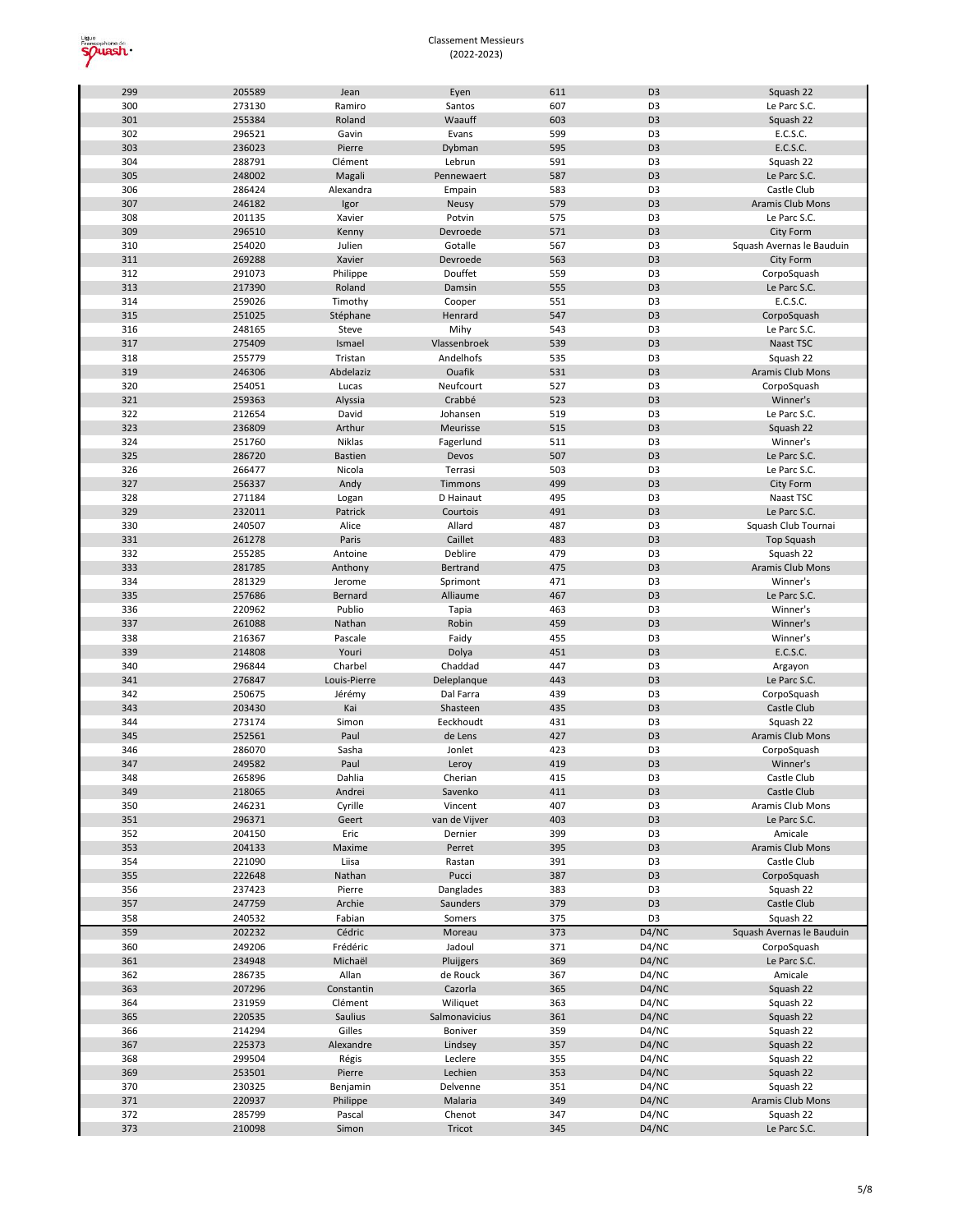Classement Messieurs
(2022-2023)

| | | | | | | |
|---|---|---|---|---|---|---|
| 299 | 205589 | Jean | Eyen | 611 | D3 | Squash 22 |
| 300 | 273130 | Ramiro | Santos | 607 | D3 | Le Parc S.C. |
| 301 | 255384 | Roland | Waauff | 603 | D3 | Squash 22 |
| 302 | 296521 | Gavin | Evans | 599 | D3 | E.C.S.C. |
| 303 | 236023 | Pierre | Dybman | 595 | D3 | E.C.S.C. |
| 304 | 288791 | Clément | Lebrun | 591 | D3 | Squash 22 |
| 305 | 248002 | Magali | Pennewaert | 587 | D3 | Le Parc S.C. |
| 306 | 286424 | Alexandra | Empain | 583 | D3 | Castle Club |
| 307 | 246182 | Igor | Neusy | 579 | D3 | Aramis Club Mons |
| 308 | 201135 | Xavier | Potvin | 575 | D3 | Le Parc S.C. |
| 309 | 296510 | Kenny | Devroede | 571 | D3 | City Form |
| 310 | 254020 | Julien | Gotalle | 567 | D3 | Squash Avernas le Bauduin |
| 311 | 269288 | Xavier | Devroede | 563 | D3 | City Form |
| 312 | 291073 | Philippe | Douffet | 559 | D3 | CorpoSquash |
| 313 | 217390 | Roland | Damsin | 555 | D3 | Le Parc S.C. |
| 314 | 259026 | Timothy | Cooper | 551 | D3 | E.C.S.C. |
| 315 | 251025 | Stéphane | Henrard | 547 | D3 | CorpoSquash |
| 316 | 248165 | Steve | Mihy | 543 | D3 | Le Parc S.C. |
| 317 | 275409 | Ismael | Vlassenbroek | 539 | D3 | Naast TSC |
| 318 | 255779 | Tristan | Andelhofs | 535 | D3 | Squash 22 |
| 319 | 246306 | Abdelaziz | Ouafik | 531 | D3 | Aramis Club Mons |
| 320 | 254051 | Lucas | Neufcourt | 527 | D3 | CorpoSquash |
| 321 | 259363 | Alyssia | Crabbé | 523 | D3 | Winner's |
| 322 | 212654 | David | Johansen | 519 | D3 | Le Parc S.C. |
| 323 | 236809 | Arthur | Meurisse | 515 | D3 | Squash 22 |
| 324 | 251760 | Niklas | Fagerlund | 511 | D3 | Winner's |
| 325 | 286720 | Bastien | Devos | 507 | D3 | Le Parc S.C. |
| 326 | 266477 | Nicola | Terrasi | 503 | D3 | Le Parc S.C. |
| 327 | 256337 | Andy | Timmons | 499 | D3 | City Form |
| 328 | 271184 | Logan | D Hainaut | 495 | D3 | Naast TSC |
| 329 | 232011 | Patrick | Courtois | 491 | D3 | Le Parc S.C. |
| 330 | 240507 | Alice | Allard | 487 | D3 | Squash Club Tournai |
| 331 | 261278 | Paris | Caillet | 483 | D3 | Top Squash |
| 332 | 255285 | Antoine | Deblire | 479 | D3 | Squash 22 |
| 333 | 281785 | Anthony | Bertrand | 475 | D3 | Aramis Club Mons |
| 334 | 281329 | Jerome | Sprimont | 471 | D3 | Winner's |
| 335 | 257686 | Bernard | Alliaume | 467 | D3 | Le Parc S.C. |
| 336 | 220962 | Publio | Tapia | 463 | D3 | Winner's |
| 337 | 261088 | Nathan | Robin | 459 | D3 | Winner's |
| 338 | 216367 | Pascale | Faidy | 455 | D3 | Winner's |
| 339 | 214808 | Youri | Dolya | 451 | D3 | E.C.S.C. |
| 340 | 296844 | Charbel | Chaddad | 447 | D3 | Argayon |
| 341 | 276847 | Louis-Pierre | Deleplanque | 443 | D3 | Le Parc S.C. |
| 342 | 250675 | Jérémy | Dal Farra | 439 | D3 | CorpoSquash |
| 343 | 203430 | Kai | Shasteen | 435 | D3 | Castle Club |
| 344 | 273174 | Simon | Eeckhoudt | 431 | D3 | Squash 22 |
| 345 | 252561 | Paul | de Lens | 427 | D3 | Aramis Club Mons |
| 346 | 286070 | Sasha | Jonlet | 423 | D3 | CorpoSquash |
| 347 | 249582 | Paul | Leroy | 419 | D3 | Winner's |
| 348 | 265896 | Dahlia | Cherian | 415 | D3 | Castle Club |
| 349 | 218065 | Andrei | Savenko | 411 | D3 | Castle Club |
| 350 | 246231 | Cyrille | Vincent | 407 | D3 | Aramis Club Mons |
| 351 | 296371 | Geert | van de Vijver | 403 | D3 | Le Parc S.C. |
| 352 | 204150 | Eric | Dernier | 399 | D3 | Amicale |
| 353 | 204133 | Maxime | Perret | 395 | D3 | Aramis Club Mons |
| 354 | 221090 | Liisa | Rastan | 391 | D3 | Castle Club |
| 355 | 222648 | Nathan | Pucci | 387 | D3 | CorpoSquash |
| 356 | 237423 | Pierre | Danglades | 383 | D3 | Squash 22 |
| 357 | 247759 | Archie | Saunders | 379 | D3 | Castle Club |
| 358 | 240532 | Fabian | Somers | 375 | D3 | Squash 22 |
| 359 | 202232 | Cédric | Moreau | 373 | D4/NC | Squash Avernas le Bauduin |
| 360 | 249206 | Frédéric | Jadoul | 371 | D4/NC | CorpoSquash |
| 361 | 234948 | Michaël | Pluijgers | 369 | D4/NC | Le Parc S.C. |
| 362 | 286735 | Allan | de Rouck | 367 | D4/NC | Amicale |
| 363 | 207296 | Constantin | Cazorla | 365 | D4/NC | Squash 22 |
| 364 | 231959 | Clément | Wiliquet | 363 | D4/NC | Squash 22 |
| 365 | 220535 | Saulius | Salmonavicius | 361 | D4/NC | Squash 22 |
| 366 | 214294 | Gilles | Boniver | 359 | D4/NC | Squash 22 |
| 367 | 225373 | Alexandre | Lindsey | 357 | D4/NC | Squash 22 |
| 368 | 299504 | Régis | Leclere | 355 | D4/NC | Squash 22 |
| 369 | 253501 | Pierre | Lechien | 353 | D4/NC | Squash 22 |
| 370 | 230325 | Benjamin | Delvenne | 351 | D4/NC | Squash 22 |
| 371 | 220937 | Philippe | Malaria | 349 | D4/NC | Aramis Club Mons |
| 372 | 285799 | Pascal | Chenot | 347 | D4/NC | Squash 22 |
| 373 | 210098 | Simon | Tricot | 345 | D4/NC | Le Parc S.C. |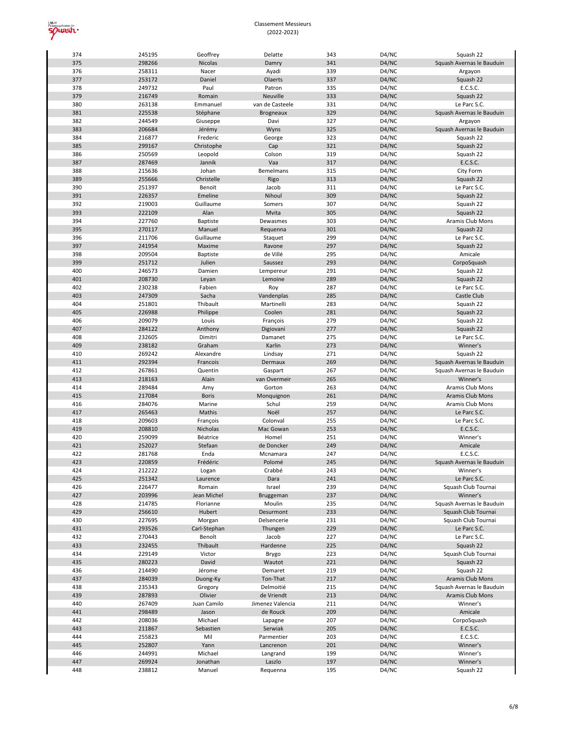Classement Messieurs
(2022-2023)

| | | | | | | |
|---|---|---|---|---|---|---|
| 374 | 245195 | Geoffrey | Delatte | 343 | D4/NC | Squash 22 |
| 375 | 298266 | Nicolas | Damry | 341 | D4/NC | Squash Avernas le Bauduin |
| 376 | 258311 | Nacer | Ayadi | 339 | D4/NC | Argayon |
| 377 | 253172 | Daniel | Olaerts | 337 | D4/NC | Squash 22 |
| 378 | 249732 | Paul | Patron | 335 | D4/NC | E.C.S.C. |
| 379 | 216749 | Romain | Neuville | 333 | D4/NC | Squash 22 |
| 380 | 263138 | Emmanuel | van de Casteele | 331 | D4/NC | Le Parc S.C. |
| 381 | 225538 | Stéphane | Brogneaux | 329 | D4/NC | Squash Avernas le Bauduin |
| 382 | 244549 | Giuseppe | Davi | 327 | D4/NC | Argayon |
| 383 | 206684 | Jérémy | Wyns | 325 | D4/NC | Squash Avernas le Bauduin |
| 384 | 216877 | Frederic | George | 323 | D4/NC | Squash 22 |
| 385 | 299167 | Christophe | Cap | 321 | D4/NC | Squash 22 |
| 386 | 250569 | Leopold | Colson | 319 | D4/NC | Squash 22 |
| 387 | 287469 | Jannik | Vaa | 317 | D4/NC | E.C.S.C. |
| 388 | 215636 | Johan | Bemelmans | 315 | D4/NC | City Form |
| 389 | 255666 | Christelle | Rigo | 313 | D4/NC | Squash 22 |
| 390 | 251397 | Benoît | Jacob | 311 | D4/NC | Le Parc S.C. |
| 391 | 226357 | Emeline | Nihoul | 309 | D4/NC | Squash 22 |
| 392 | 219003 | Guillaume | Somers | 307 | D4/NC | Squash 22 |
| 393 | 222109 | Alan | Mvita | 305 | D4/NC | Squash 22 |
| 394 | 227760 | Baptiste | Dewasmes | 303 | D4/NC | Aramis Club Mons |
| 395 | 270117 | Manuel | Requenna | 301 | D4/NC | Squash 22 |
| 396 | 211706 | Guillaume | Staquet | 299 | D4/NC | Le Parc S.C. |
| 397 | 241954 | Maxime | Ravone | 297 | D4/NC | Squash 22 |
| 398 | 209504 | Baptiste | de Villé | 295 | D4/NC | Amicale |
| 399 | 251712 | Julien | Saussez | 293 | D4/NC | CorpoSquash |
| 400 | 246573 | Damien | Lempereur | 291 | D4/NC | Squash 22 |
| 401 | 208730 | Leyan | Lemoine | 289 | D4/NC | Squash 22 |
| 402 | 230238 | Fabien | Roy | 287 | D4/NC | Le Parc S.C. |
| 403 | 247309 | Sacha | Vandenplas | 285 | D4/NC | Castle Club |
| 404 | 251801 | Thibault | Martinelli | 283 | D4/NC | Squash 22 |
| 405 | 226988 | Philippe | Coolen | 281 | D4/NC | Squash 22 |
| 406 | 209079 | Louis | François | 279 | D4/NC | Squash 22 |
| 407 | 284122 | Anthony | Digiovani | 277 | D4/NC | Squash 22 |
| 408 | 232605 | Dimitri | Damanet | 275 | D4/NC | Le Parc S.C. |
| 409 | 238182 | Graham | Karlin | 273 | D4/NC | Winner's |
| 410 | 269242 | Alexandre | Lindsay | 271 | D4/NC | Squash 22 |
| 411 | 292394 | Francois | Dermaux | 269 | D4/NC | Squash Avernas le Bauduin |
| 412 | 267861 | Quentin | Gaspart | 267 | D4/NC | Squash Avernas le Bauduin |
| 413 | 218163 | Alain | van Overmeir | 265 | D4/NC | Winner's |
| 414 | 289484 | Amy | Gorton | 263 | D4/NC | Aramis Club Mons |
| 415 | 217084 | Boris | Monquignon | 261 | D4/NC | Aramis Club Mons |
| 416 | 284076 | Marine | Schul | 259 | D4/NC | Aramis Club Mons |
| 417 | 265463 | Mathis | Noël | 257 | D4/NC | Le Parc S.C. |
| 418 | 209603 | François | Colonval | 255 | D4/NC | Le Parc S.C. |
| 419 | 208810 | Nicholas | Mac Gowan | 253 | D4/NC | E.C.S.C. |
| 420 | 259099 | Béatrice | Homel | 251 | D4/NC | Winner's |
| 421 | 252027 | Stefaan | de Doncker | 249 | D4/NC | Amicale |
| 422 | 281768 | Enda | Mcnamara | 247 | D4/NC | E.C.S.C. |
| 423 | 220859 | Frédéric | Polomé | 245 | D4/NC | Squash Avernas le Bauduin |
| 424 | 212222 | Logan | Crabbé | 243 | D4/NC | Winner's |
| 425 | 251342 | Laurence | Dara | 241 | D4/NC | Le Parc S.C. |
| 426 | 226477 | Romain | Israel | 239 | D4/NC | Squash Club Tournai |
| 427 | 203996 | Jean Michel | Bruggeman | 237 | D4/NC | Winner's |
| 428 | 214785 | Florianne | Moulin | 235 | D4/NC | Squash Avernas le Bauduin |
| 429 | 256610 | Hubert | Desurmont | 233 | D4/NC | Squash Club Tournai |
| 430 | 227695 | Morgan | Delsencerie | 231 | D4/NC | Squash Club Tournai |
| 431 | 293526 | Carl-Stephan | Thungen | 229 | D4/NC | Le Parc S.C. |
| 432 | 270443 | Benoît | Jacob | 227 | D4/NC | Le Parc S.C. |
| 433 | 232455 | Thibault | Hardenne | 225 | D4/NC | Squash 22 |
| 434 | 229149 | Victor | Brygo | 223 | D4/NC | Squash Club Tournai |
| 435 | 280223 | David | Wautot | 221 | D4/NC | Squash 22 |
| 436 | 214490 | Jérome | Demaret | 219 | D4/NC | Squash 22 |
| 437 | 284039 | Duong-Ky | Ton-That | 217 | D4/NC | Aramis Club Mons |
| 438 | 235343 | Gregory | Delmoitié | 215 | D4/NC | Squash Avernas le Bauduin |
| 439 | 287893 | Olivier | de Vriendt | 213 | D4/NC | Aramis Club Mons |
| 440 | 267409 | Juan Camilo | Jimenez Valencia | 211 | D4/NC | Winner's |
| 441 | 298489 | Jason | de Rouck | 209 | D4/NC | Amicale |
| 442 | 208036 | Michael | Lapagne | 207 | D4/NC | CorpoSquash |
| 443 | 211867 | Sebastien | Serwiak | 205 | D4/NC | E.C.S.C. |
| 444 | 255823 | Mil | Parmentier | 203 | D4/NC | E.C.S.C. |
| 445 | 252807 | Yann | Lancrenon | 201 | D4/NC | Winner's |
| 446 | 244991 | Michael | Langrand | 199 | D4/NC | Winner's |
| 447 | 269924 | Jonathan | Laszlo | 197 | D4/NC | Winner's |
| 448 | 238812 | Manuel | Requenna | 195 | D4/NC | Squash 22 |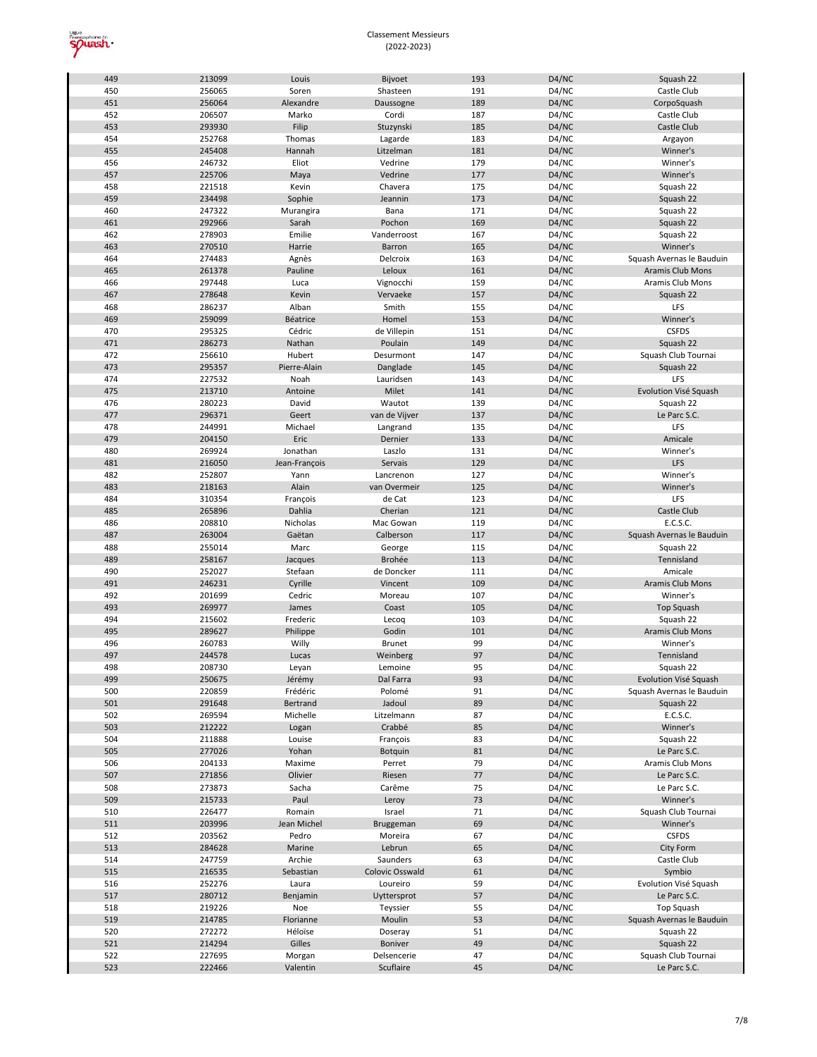Classement Messieurs
(2022-2023)

| | | | | | | |
|---|---|---|---|---|---|---|
| 449 | 213099 | Louis | Bijvoet | 193 | D4/NC | Squash 22 |
| 450 | 256065 | Soren | Shasteen | 191 | D4/NC | Castle Club |
| 451 | 256064 | Alexandre | Daussogne | 189 | D4/NC | CorpoSquash |
| 452 | 206507 | Marko | Cordi | 187 | D4/NC | Castle Club |
| 453 | 293930 | Filip | Stuzynski | 185 | D4/NC | Castle Club |
| 454 | 252768 | Thomas | Lagarde | 183 | D4/NC | Argayon |
| 455 | 245408 | Hannah | Litzelman | 181 | D4/NC | Winner's |
| 456 | 246732 | Eliot | Vedrine | 179 | D4/NC | Winner's |
| 457 | 225706 | Maya | Vedrine | 177 | D4/NC | Winner's |
| 458 | 221518 | Kevin | Chavera | 175 | D4/NC | Squash 22 |
| 459 | 234498 | Sophie | Jeannin | 173 | D4/NC | Squash 22 |
| 460 | 247322 | Murangira | Bana | 171 | D4/NC | Squash 22 |
| 461 | 292966 | Sarah | Pochon | 169 | D4/NC | Squash 22 |
| 462 | 278903 | Emilie | Vanderroost | 167 | D4/NC | Squash 22 |
| 463 | 270510 | Harrie | Barron | 165 | D4/NC | Winner's |
| 464 | 274483 | Agnès | Delcroix | 163 | D4/NC | Squash Avernas le Bauduin |
| 465 | 261378 | Pauline | Leloux | 161 | D4/NC | Aramis Club Mons |
| 466 | 297448 | Luca | Vignocchi | 159 | D4/NC | Aramis Club Mons |
| 467 | 278648 | Kevin | Vervaeke | 157 | D4/NC | Squash 22 |
| 468 | 286237 | Alban | Smith | 155 | D4/NC | LFS |
| 469 | 259099 | Béatrice | Homel | 153 | D4/NC | Winner's |
| 470 | 295325 | Cédric | de Villepin | 151 | D4/NC | CSFDS |
| 471 | 286273 | Nathan | Poulain | 149 | D4/NC | Squash 22 |
| 472 | 256610 | Hubert | Desurmont | 147 | D4/NC | Squash Club Tournai |
| 473 | 295357 | Pierre-Alain | Danglade | 145 | D4/NC | Squash 22 |
| 474 | 227532 | Noah | Lauridsen | 143 | D4/NC | LFS |
| 475 | 213710 | Antoine | Milet | 141 | D4/NC | Evolution Visé Squash |
| 476 | 280223 | David | Wautot | 139 | D4/NC | Squash 22 |
| 477 | 296371 | Geert | van de Vijver | 137 | D4/NC | Le Parc S.C. |
| 478 | 244991 | Michael | Langrand | 135 | D4/NC | LFS |
| 479 | 204150 | Eric | Dernier | 133 | D4/NC | Amicale |
| 480 | 269924 | Jonathan | Laszlo | 131 | D4/NC | Winner's |
| 481 | 216050 | Jean-François | Servais | 129 | D4/NC | LFS |
| 482 | 252807 | Yann | Lancrenon | 127 | D4/NC | Winner's |
| 483 | 218163 | Alain | van Overmeir | 125 | D4/NC | Winner's |
| 484 | 310354 | François | de Cat | 123 | D4/NC | LFS |
| 485 | 265896 | Dahlia | Cherian | 121 | D4/NC | Castle Club |
| 486 | 208810 | Nicholas | Mac Gowan | 119 | D4/NC | E.C.S.C. |
| 487 | 263004 | Gaëtan | Calberson | 117 | D4/NC | Squash Avernas le Bauduin |
| 488 | 255014 | Marc | George | 115 | D4/NC | Squash 22 |
| 489 | 258167 | Jacques | Brohée | 113 | D4/NC | Tennisland |
| 490 | 252027 | Stefaan | de Doncker | 111 | D4/NC | Amicale |
| 491 | 246231 | Cyrille | Vincent | 109 | D4/NC | Aramis Club Mons |
| 492 | 201699 | Cedric | Moreau | 107 | D4/NC | Winner's |
| 493 | 269977 | James | Coast | 105 | D4/NC | Top Squash |
| 494 | 215602 | Frederic | Lecoq | 103 | D4/NC | Squash 22 |
| 495 | 289627 | Philippe | Godin | 101 | D4/NC | Aramis Club Mons |
| 496 | 260783 | Willy | Brunet | 99 | D4/NC | Winner's |
| 497 | 244578 | Lucas | Weinberg | 97 | D4/NC | Tennisland |
| 498 | 208730 | Leyan | Lemoine | 95 | D4/NC | Squash 22 |
| 499 | 250675 | Jérémy | Dal Farra | 93 | D4/NC | Evolution Visé Squash |
| 500 | 220859 | Frédéric | Polomé | 91 | D4/NC | Squash Avernas le Bauduin |
| 501 | 291648 | Bertrand | Jadoul | 89 | D4/NC | Squash 22 |
| 502 | 269594 | Michelle | Litzelmann | 87 | D4/NC | E.C.S.C. |
| 503 | 212222 | Logan | Crabbé | 85 | D4/NC | Winner's |
| 504 | 211888 | Louise | François | 83 | D4/NC | Squash 22 |
| 505 | 277026 | Yohan | Botquin | 81 | D4/NC | Le Parc S.C. |
| 506 | 204133 | Maxime | Perret | 79 | D4/NC | Aramis Club Mons |
| 507 | 271856 | Olivier | Riesen | 77 | D4/NC | Le Parc S.C. |
| 508 | 273873 | Sacha | Carême | 75 | D4/NC | Le Parc S.C. |
| 509 | 215733 | Paul | Leroy | 73 | D4/NC | Winner's |
| 510 | 226477 | Romain | Israel | 71 | D4/NC | Squash Club Tournai |
| 511 | 203996 | Jean Michel | Bruggeman | 69 | D4/NC | Winner's |
| 512 | 203562 | Pedro | Moreira | 67 | D4/NC | CSFDS |
| 513 | 284628 | Marine | Lebrun | 65 | D4/NC | City Form |
| 514 | 247759 | Archie | Saunders | 63 | D4/NC | Castle Club |
| 515 | 216535 | Sebastian | Colovic Osswald | 61 | D4/NC | Symbio |
| 516 | 252276 | Laura | Loureiro | 59 | D4/NC | Evolution Visé Squash |
| 517 | 280712 | Benjamin | Uyttersprot | 57 | D4/NC | Le Parc S.C. |
| 518 | 219226 | Noe | Teyssier | 55 | D4/NC | Top Squash |
| 519 | 214785 | Florianne | Moulin | 53 | D4/NC | Squash Avernas le Bauduin |
| 520 | 272272 | Héloïse | Doseray | 51 | D4/NC | Squash 22 |
| 521 | 214294 | Gilles | Boniver | 49 | D4/NC | Squash 22 |
| 522 | 227695 | Morgan | Delsencerie | 47 | D4/NC | Squash Club Tournai |
| 523 | 222466 | Valentin | Scuflaire | 45 | D4/NC | Le Parc S.C. |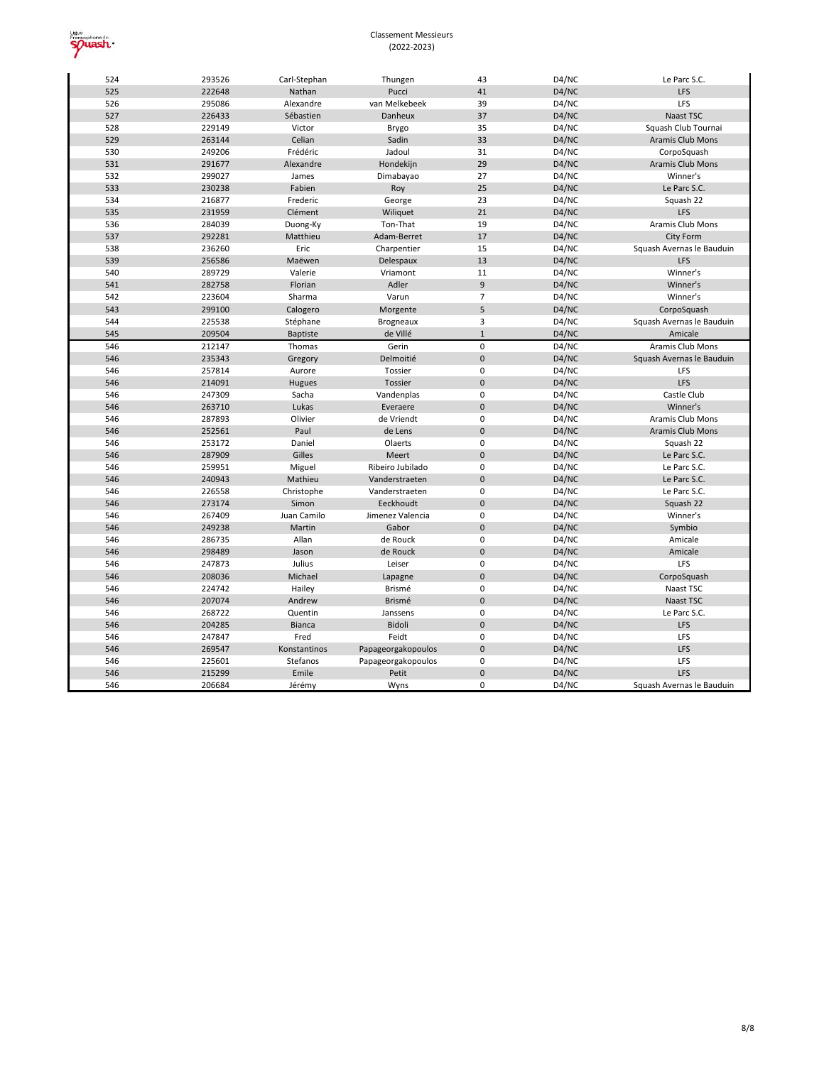Classement Messieurs
(2022-2023)

| | | | | | | |
|---|---|---|---|---|---|---|
| 524 | 293526 | Carl-Stephan | Thungen | 43 | D4/NC | Le Parc S.C. |
| 525 | 222648 | Nathan | Pucci | 41 | D4/NC | LFS |
| 526 | 295086 | Alexandre | van Melkebeek | 39 | D4/NC | LFS |
| 527 | 226433 | Sébastien | Danheux | 37 | D4/NC | Naast TSC |
| 528 | 229149 | Victor | Brygo | 35 | D4/NC | Squash Club Tournai |
| 529 | 263144 | Celian | Sadin | 33 | D4/NC | Aramis Club Mons |
| 530 | 249206 | Frédéric | Jadoul | 31 | D4/NC | CorpoSquash |
| 531 | 291677 | Alexandre | Hondekijn | 29 | D4/NC | Aramis Club Mons |
| 532 | 299027 | James | Dimabayao | 27 | D4/NC | Winner's |
| 533 | 230238 | Fabien | Roy | 25 | D4/NC | Le Parc S.C. |
| 534 | 216877 | Frederic | George | 23 | D4/NC | Squash 22 |
| 535 | 231959 | Clément | Wiliquet | 21 | D4/NC | LFS |
| 536 | 284039 | Duong-Ky | Ton-That | 19 | D4/NC | Aramis Club Mons |
| 537 | 292281 | Matthieu | Adam-Berret | 17 | D4/NC | City Form |
| 538 | 236260 | Eric | Charpentier | 15 | D4/NC | Squash Avernas le Bauduin |
| 539 | 256586 | Maëwen | Delespaux | 13 | D4/NC | LFS |
| 540 | 289729 | Valerie | Vriamont | 11 | D4/NC | Winner's |
| 541 | 282758 | Florian | Adler | 9 | D4/NC | Winner's |
| 542 | 223604 | Sharma | Varun | 7 | D4/NC | Winner's |
| 543 | 299100 | Calogero | Morgente | 5 | D4/NC | CorpoSquash |
| 544 | 225538 | Stéphane | Brogneaux | 3 | D4/NC | Squash Avernas le Bauduin |
| 545 | 209504 | Baptiste | de Villé | 1 | D4/NC | Amicale |
| 546 | 212147 | Thomas | Gerin | 0 | D4/NC | Aramis Club Mons |
| 546 | 235343 | Gregory | Delmoitié | 0 | D4/NC | Squash Avernas le Bauduin |
| 546 | 257814 | Aurore | Tossier | 0 | D4/NC | LFS |
| 546 | 214091 | Hugues | Tossier | 0 | D4/NC | LFS |
| 546 | 247309 | Sacha | Vandenplas | 0 | D4/NC | Castle Club |
| 546 | 263710 | Lukas | Everaere | 0 | D4/NC | Winner's |
| 546 | 287893 | Olivier | de Vriendt | 0 | D4/NC | Aramis Club Mons |
| 546 | 252561 | Paul | de Lens | 0 | D4/NC | Aramis Club Mons |
| 546 | 253172 | Daniel | Olaerts | 0 | D4/NC | Squash 22 |
| 546 | 287909 | Gilles | Meert | 0 | D4/NC | Le Parc S.C. |
| 546 | 259951 | Miguel | Ribeiro Jubilado | 0 | D4/NC | Le Parc S.C. |
| 546 | 240943 | Mathieu | Vanderstraeten | 0 | D4/NC | Le Parc S.C. |
| 546 | 226558 | Christophe | Vanderstraeten | 0 | D4/NC | Le Parc S.C. |
| 546 | 273174 | Simon | Eeckhoudt | 0 | D4/NC | Squash 22 |
| 546 | 267409 | Juan Camilo | Jimenez Valencia | 0 | D4/NC | Winner's |
| 546 | 249238 | Martin | Gabor | 0 | D4/NC | Symbio |
| 546 | 286735 | Allan | de Rouck | 0 | D4/NC | Amicale |
| 546 | 298489 | Jason | de Rouck | 0 | D4/NC | Amicale |
| 546 | 247873 | Julius | Leiser | 0 | D4/NC | LFS |
| 546 | 208036 | Michael | Lapagne | 0 | D4/NC | CorpoSquash |
| 546 | 224742 | Hailey | Brismé | 0 | D4/NC | Naast TSC |
| 546 | 207074 | Andrew | Brismé | 0 | D4/NC | Naast TSC |
| 546 | 268722 | Quentin | Janssens | 0 | D4/NC | Le Parc S.C. |
| 546 | 204285 | Bianca | Bidoli | 0 | D4/NC | LFS |
| 546 | 247847 | Fred | Feidt | 0 | D4/NC | LFS |
| 546 | 269547 | Konstantinos | Papageorgakopoulos | 0 | D4/NC | LFS |
| 546 | 225601 | Stefanos | Papageorgakopoulos | 0 | D4/NC | LFS |
| 546 | 215299 | Emile | Petit | 0 | D4/NC | LFS |
| 546 | 206684 | Jérémy | Wyns | 0 | D4/NC | Squash Avernas le Bauduin |